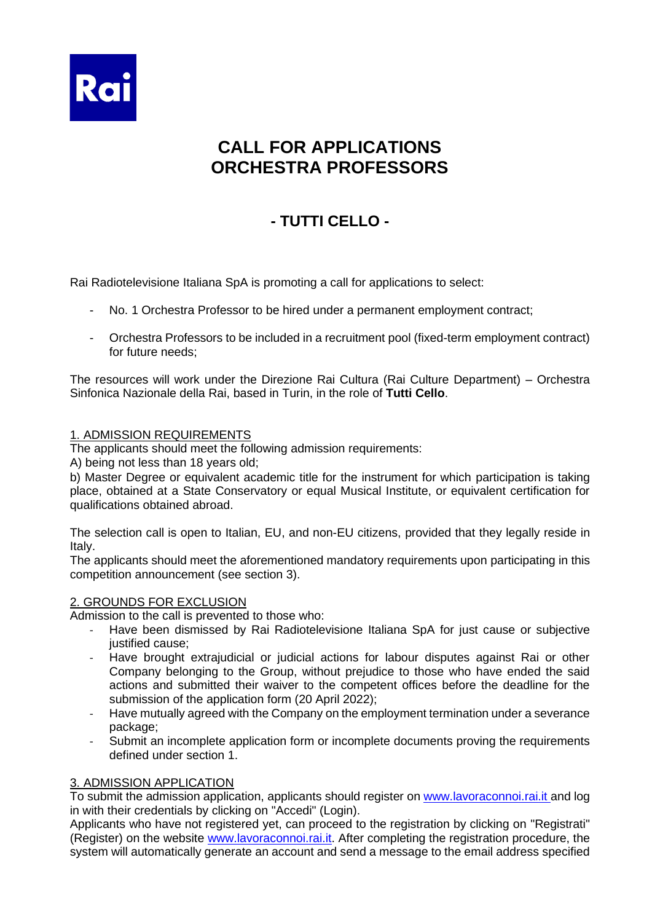Rai

# CALL FOR APPLICATIONS
# ORCHESTRA PROFESSORS

## - TUTTI CELLO -

Rai Radiotelevisione Italiana SpA is promoting a call for applications to select:

- No. 1 Orchestra Professor to be hired under a permanent employment contract;
- Orchestra Professors to be included in a recruitment pool (fixed-term employment contract) for future needs;

The resources will work under the Direzione Rai Cultura (Rai Culture Department) – Orchestra Sinfonica Nazionale della Rai, based in Turin, in the role of **Tutti Cello**.

### 1. ADMISSION REQUIREMENTS

The applicants should meet the following admission requirements:

A) being not less than 18 years old;

b) Master Degree or equivalent academic title for the instrument for which participation is taking place, obtained at a State Conservatory or equal Musical Institute, or equivalent certification for qualifications obtained abroad.

The selection call is open to Italian, EU, and non-EU citizens, provided that they legally reside in Italy.

The applicants should meet the aforementioned mandatory requirements upon participating in this competition announcement (see section 3).

### 2. GROUNDS FOR EXCLUSION

Admission to the call is prevented to those who:

- Have been dismissed by Rai Radiotelevisione Italiana SpA for just cause or subjective justified cause;
- Have brought extrajudicial or judicial actions for labour disputes against Rai or other Company belonging to the Group, without prejudice to those who have ended the said actions and submitted their waiver to the competent offices before the deadline for the submission of the application form (20 April 2022);
- Have mutually agreed with the Company on the employment termination under a severance package;
- Submit an incomplete application form or incomplete documents proving the requirements defined under section 1.

### 3. ADMISSION APPLICATION

To submit the admission application, applicants should register on www.lavoraconnoi.rai.it and log in with their credentials by clicking on "Accedi" (Login).

Applicants who have not registered yet, can proceed to the registration by clicking on "Registrati" (Register) on the website www.lavoraconnoi.rai.it. After completing the registration procedure, the system will automatically generate an account and send a message to the email address specified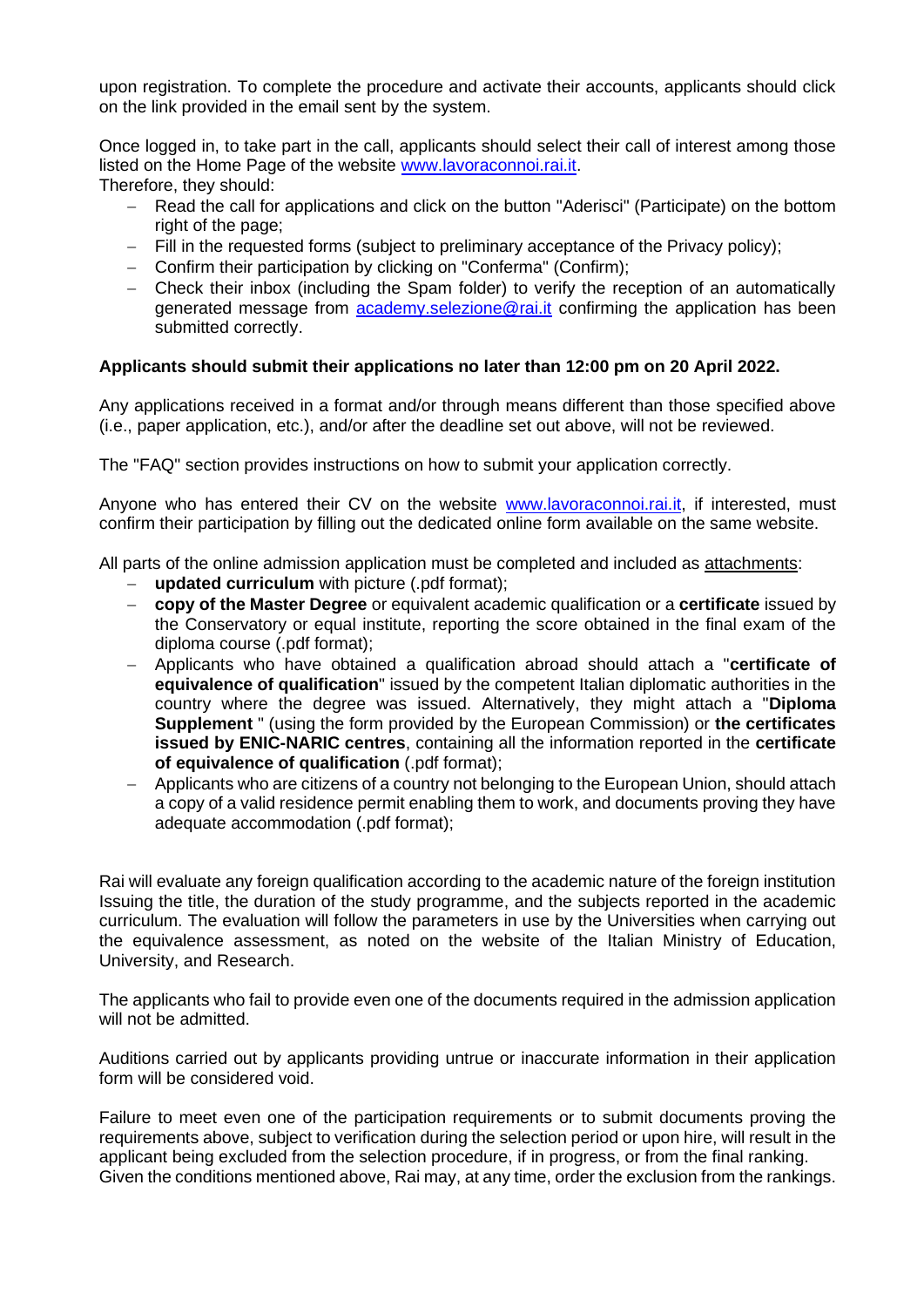upon registration. To complete the procedure and activate their accounts, applicants should click on the link provided in the email sent by the system.

Once logged in, to take part in the call, applicants should select their call of interest among those listed on the Home Page of the website [www.lavoraconnoi.rai.it](http://www.lavoraconnoi.rai.it).
Therefore, they should:

- Read the call for applications and click on the button "Aderisci" (Participate) on the bottom right of the page;
- Fill in the requested forms (subject to preliminary acceptance of the Privacy policy);
- Confirm their participation by clicking on "Conferma" (Confirm);
- Check their inbox (including the Spam folder) to verify the reception of an automatically generated message from [academy.selezione@rai.it](mailto:academy.selezione@rai.it) confirming the application has been submitted correctly.

**Applicants should submit their applications no later than 12:00 pm on 20 April 2022.**

Any applications received in a format and/or through means different than those specified above (i.e., paper application, etc.), and/or after the deadline set out above, will not be reviewed.

The "FAQ" section provides instructions on how to submit your application correctly.

Anyone who has entered their CV on the website [www.lavoraconnoi.rai.it](http://www.lavoraconnoi.rai.it), if interested, must confirm their participation by filling out the dedicated online form available on the same website.

All parts of the online admission application must be completed and included as attachments:

- **updated curriculum** with picture (.pdf format);
- **copy of the Master Degree** or equivalent academic qualification or a **certificate** issued by the Conservatory or equal institute, reporting the score obtained in the final exam of the diploma course (.pdf format);
- Applicants who have obtained a qualification abroad should attach a "**certificate of equivalence of qualification**" issued by the competent Italian diplomatic authorities in the country where the degree was issued. Alternatively, they might attach a "**Diploma Supplement** " (using the form provided by the European Commission) or **the certificates issued by ENIC-NARIC centres**, containing all the information reported in the **certificate of equivalence of qualification** (.pdf format);
- Applicants who are citizens of a country not belonging to the European Union, should attach a copy of a valid residence permit enabling them to work, and documents proving they have adequate accommodation (.pdf format);

Rai will evaluate any foreign qualification according to the academic nature of the foreign institution Issuing the title, the duration of the study programme, and the subjects reported in the academic curriculum. The evaluation will follow the parameters in use by the Universities when carrying out the equivalence assessment, as noted on the website of the Italian Ministry of Education, University, and Research.

The applicants who fail to provide even one of the documents required in the admission application will not be admitted.

Auditions carried out by applicants providing untrue or inaccurate information in their application form will be considered void.

Failure to meet even one of the participation requirements or to submit documents proving the requirements above, subject to verification during the selection period or upon hire, will result in the applicant being excluded from the selection procedure, if in progress, or from the final ranking.
Given the conditions mentioned above, Rai may, at any time, order the exclusion from the rankings.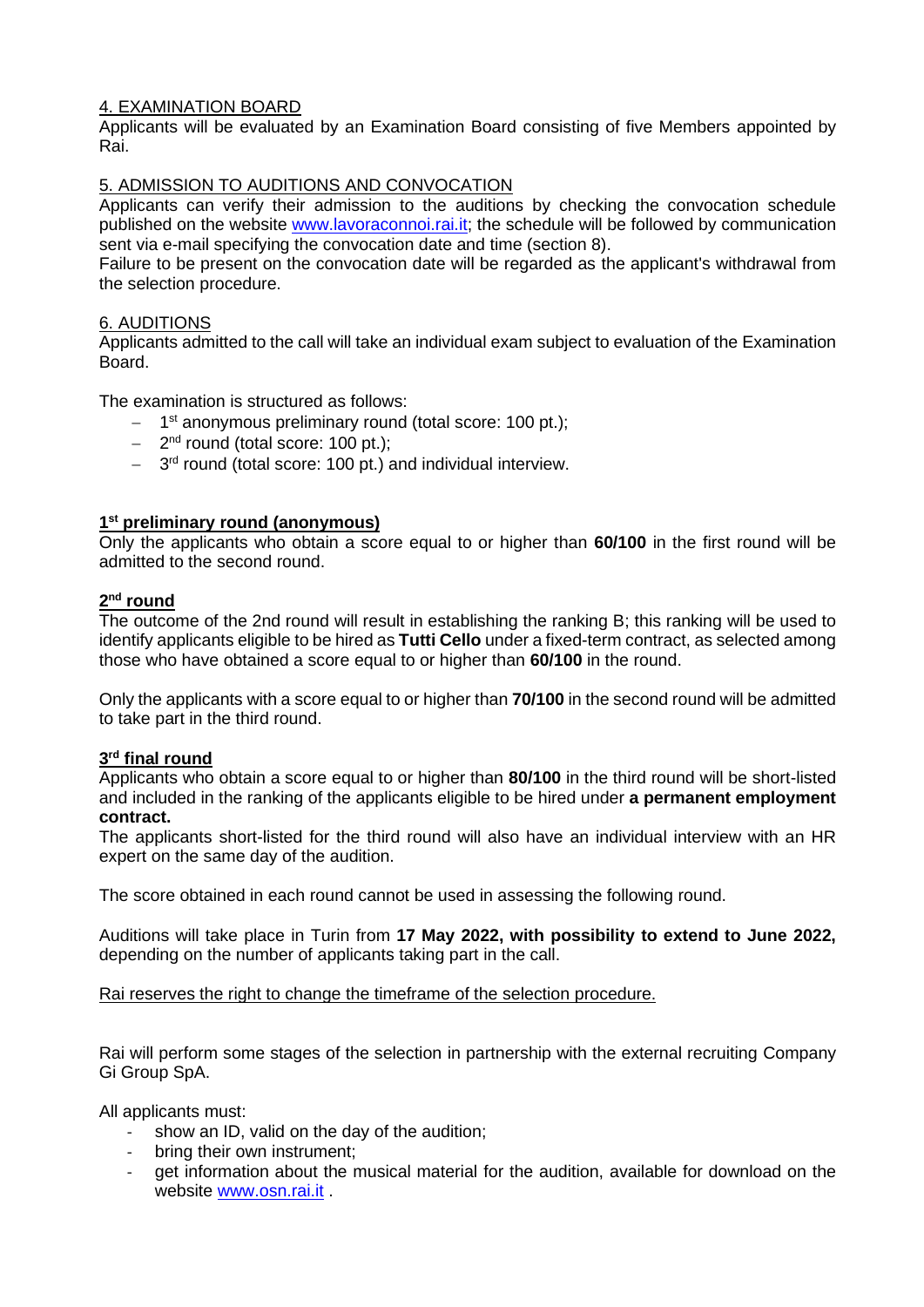## 4. EXAMINATION BOARD

Applicants will be evaluated by an Examination Board consisting of five Members appointed by Rai.

## 5. ADMISSION TO AUDITIONS AND CONVOCATION

Applicants can verify their admission to the auditions by checking the convocation schedule published on the website www.lavoraconnoi.rai.it; the schedule will be followed by communication sent via e-mail specifying the convocation date and time (section 8).

Failure to be present on the convocation date will be regarded as the applicant's withdrawal from the selection procedure.

## 6. AUDITIONS

Applicants admitted to the call will take an individual exam subject to evaluation of the Examination Board.

The examination is structured as follows:

- 1st anonymous preliminary round (total score: 100 pt.);
- 2nd round (total score: 100 pt.);
- 3rd round (total score: 100 pt.) and individual interview.

### 1st preliminary round (anonymous)

Only the applicants who obtain a score equal to or higher than **60/100** in the first round will be admitted to the second round.

### 2nd round

The outcome of the 2nd round will result in establishing the ranking B; this ranking will be used to identify applicants eligible to be hired as **Tutti Cello** under a fixed-term contract, as selected among those who have obtained a score equal to or higher than **60/100** in the round.

Only the applicants with a score equal to or higher than **70/100** in the second round will be admitted to take part in the third round.

### 3rd final round

Applicants who obtain a score equal to or higher than **80/100** in the third round will be short-listed and included in the ranking of the applicants eligible to be hired under **a permanent employment contract.**

The applicants short-listed for the third round will also have an individual interview with an HR expert on the same day of the audition.

The score obtained in each round cannot be used in assessing the following round.

Auditions will take place in Turin from **17 May 2022, with possibility to extend to June 2022,** depending on the number of applicants taking part in the call.

Rai reserves the right to change the timeframe of the selection procedure.

Rai will perform some stages of the selection in partnership with the external recruiting Company Gi Group SpA.

All applicants must:

- show an ID, valid on the day of the audition;
- bring their own instrument;
- get information about the musical material for the audition, available for download on the website www.osn.rai.it .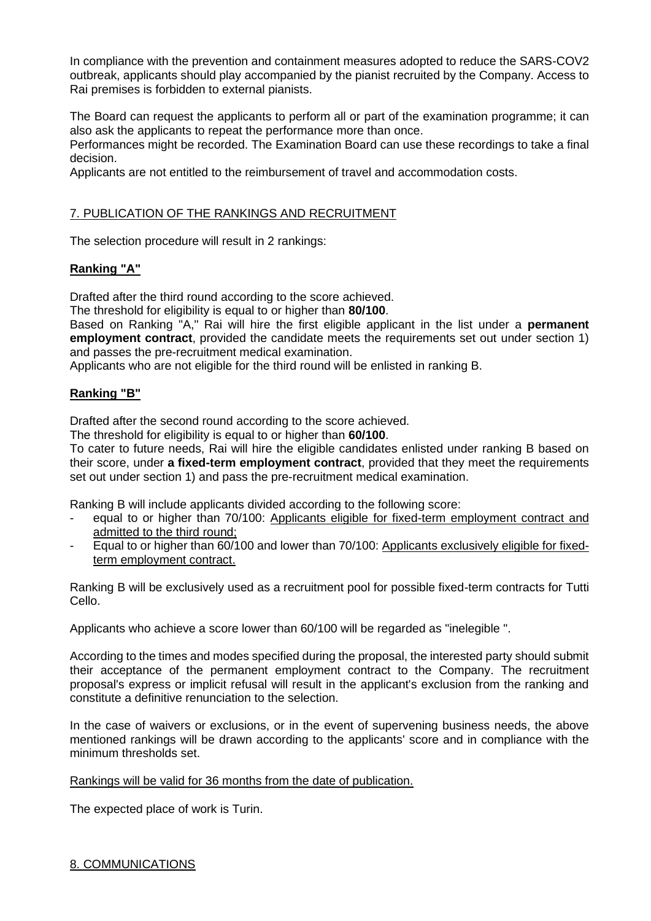In compliance with the prevention and containment measures adopted to reduce the SARS-COV2 outbreak, applicants should play accompanied by the pianist recruited by the Company. Access to Rai premises is forbidden to external pianists.

The Board can request the applicants to perform all or part of the examination programme; it can also ask the applicants to repeat the performance more than once.
Performances might be recorded. The Examination Board can use these recordings to take a final decision.
Applicants are not entitled to the reimbursement of travel and accommodation costs.

## 7. PUBLICATION OF THE RANKINGS AND RECRUITMENT

The selection procedure will result in 2 rankings:

### Ranking "A"

Drafted after the third round according to the score achieved.
The threshold for eligibility is equal to or higher than **80/100**.
Based on Ranking "A," Rai will hire the first eligible applicant in the list under a **permanent employment contract**, provided the candidate meets the requirements set out under section 1) and passes the pre-recruitment medical examination.
Applicants who are not eligible for the third round will be enlisted in ranking B.

### Ranking "B"

Drafted after the second round according to the score achieved.
The threshold for eligibility is equal to or higher than **60/100**.
To cater to future needs, Rai will hire the eligible candidates enlisted under ranking B based on their score, under **a fixed-term employment contract**, provided that they meet the requirements set out under section 1) and pass the pre-recruitment medical examination.

Ranking B will include applicants divided according to the following score:

- equal to or higher than 70/100: Applicants eligible for fixed-term employment contract and admitted to the third round;
- Equal to or higher than 60/100 and lower than 70/100: Applicants exclusively eligible for fixed-term employment contract.

Ranking B will be exclusively used as a recruitment pool for possible fixed-term contracts for Tutti Cello.

Applicants who achieve a score lower than 60/100 will be regarded as "inelegible ".

According to the times and modes specified during the proposal, the interested party should submit their acceptance of the permanent employment contract to the Company. The recruitment proposal's express or implicit refusal will result in the applicant's exclusion from the ranking and constitute a definitive renunciation to the selection.

In the case of waivers or exclusions, or in the event of supervening business needs, the above mentioned rankings will be drawn according to the applicants' score and in compliance with the minimum thresholds set.

Rankings will be valid for 36 months from the date of publication.

The expected place of work is Turin.

## 8. COMMUNICATIONS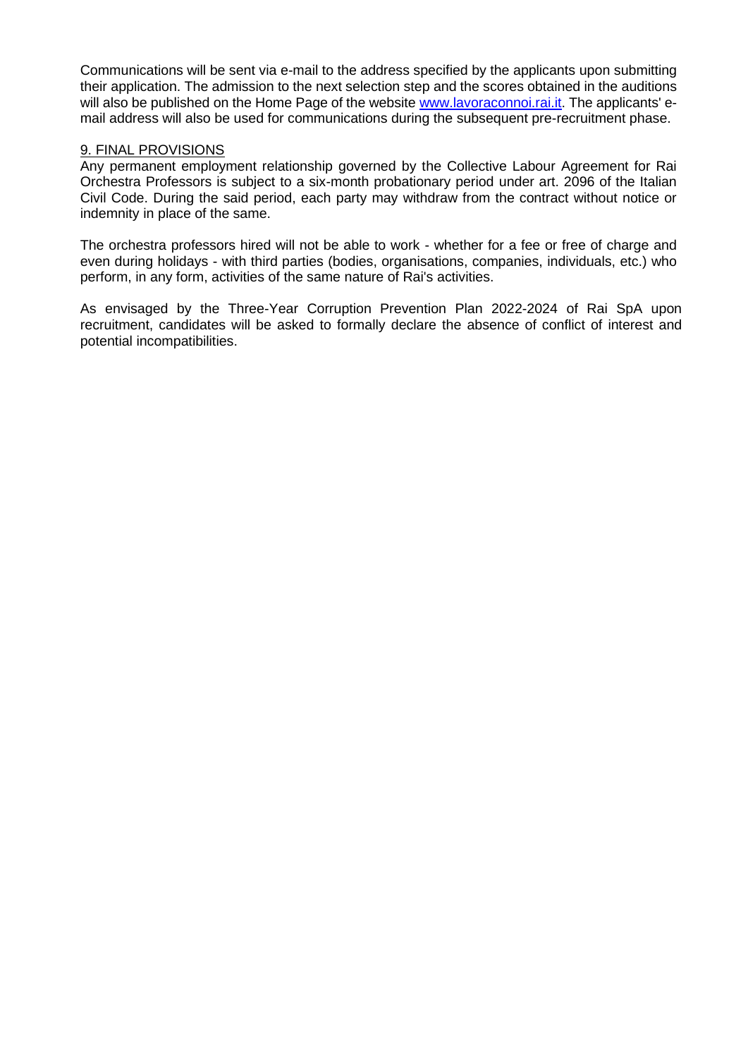Communications will be sent via e-mail to the address specified by the applicants upon submitting their application. The admission to the next selection step and the scores obtained in the auditions will also be published on the Home Page of the website [www.lavoraconnoi.rai.it](http://www.lavoraconnoi.rai.it). The applicants' e-mail address will also be used for communications during the subsequent pre-recruitment phase.

## 9. FINAL PROVISIONS

Any permanent employment relationship governed by the Collective Labour Agreement for Rai Orchestra Professors is subject to a six-month probationary period under art. 2096 of the Italian Civil Code. During the said period, each party may withdraw from the contract without notice or indemnity in place of the same.

The orchestra professors hired will not be able to work - whether for a fee or free of charge and even during holidays - with third parties (bodies, organisations, companies, individuals, etc.) who perform, in any form, activities of the same nature of Rai's activities.

As envisaged by the Three-Year Corruption Prevention Plan 2022-2024 of Rai SpA upon recruitment, candidates will be asked to formally declare the absence of conflict of interest and potential incompatibilities.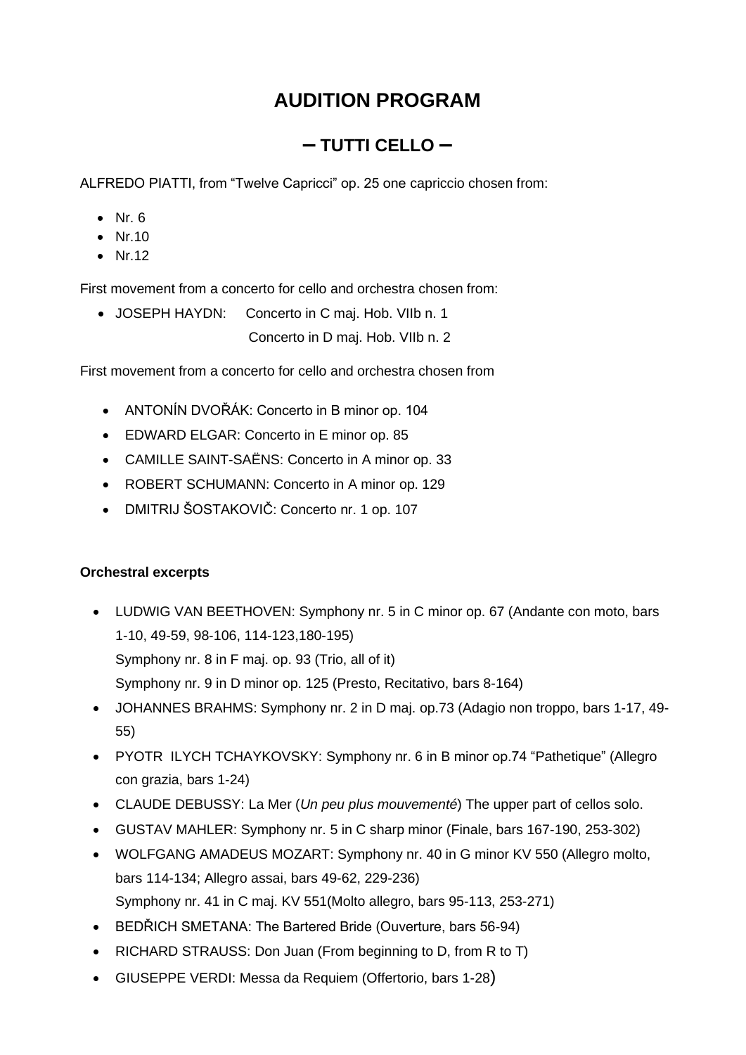# AUDITION PROGRAM

## – TUTTI CELLO –

ALFREDO PIATTI, from “Twelve Capricci” op. 25 one capriccio chosen from:

- Nr. 6
- Nr.10
- Nr.12

First movement from a concerto for cello and orchestra chosen from:

- JOSEPH HAYDN: Concerto in C maj. Hob. VIIb n. 1
  Concerto in D maj. Hob. VIIb n. 2

First movement from a concerto for cello and orchestra chosen from

- ANTONÍN DVOŘÁK: Concerto in B minor op. 104
- EDWARD ELGAR: Concerto in E minor op. 85
- CAMILLE SAINT-SAËNS: Concerto in A minor op. 33
- ROBERT SCHUMANN: Concerto in A minor op. 129
- DMITRIJ ŠOSTAKOVIČ: Concerto nr. 1 op. 107

**Orchestral excerpts**

- LUDWIG VAN BEETHOVEN: Symphony nr. 5 in C minor op. 67 (Andante con moto, bars 1-10, 49-59, 98-106, 114-123,180-195)
  Symphony nr. 8 in F maj. op. 93 (Trio, all of it)
  Symphony nr. 9 in D minor op. 125 (Presto, Recitativo, bars 8-164)
- JOHANNES BRAHMS: Symphony nr. 2 in D maj. op.73 (Adagio non troppo, bars 1-17, 49-55)
- PYOTR ILYCH TCHAYKOVSKY: Symphony nr. 6 in B minor op.74 “Pathetique” (Allegro con grazia, bars 1-24)
- CLAUDE DEBUSSY: La Mer (*Un peu plus mouvementé*) The upper part of cellos solo.
- GUSTAV MAHLER: Symphony nr. 5 in C sharp minor (Finale, bars 167-190, 253-302)
- WOLFGANG AMADEUS MOZART: Symphony nr. 40 in G minor KV 550 (Allegro molto, bars 114-134; Allegro assai, bars 49-62, 229-236)
  Symphony nr. 41 in C maj. KV 551(Molto allegro, bars 95-113, 253-271)
- BEDŘICH SMETANA: The Bartered Bride (Ouverture, bars 56-94)
- RICHARD STRAUSS: Don Juan (From beginning to D, from R to T)
- GIUSEPPE VERDI: Messa da Requiem (Offertorio, bars 1-28)